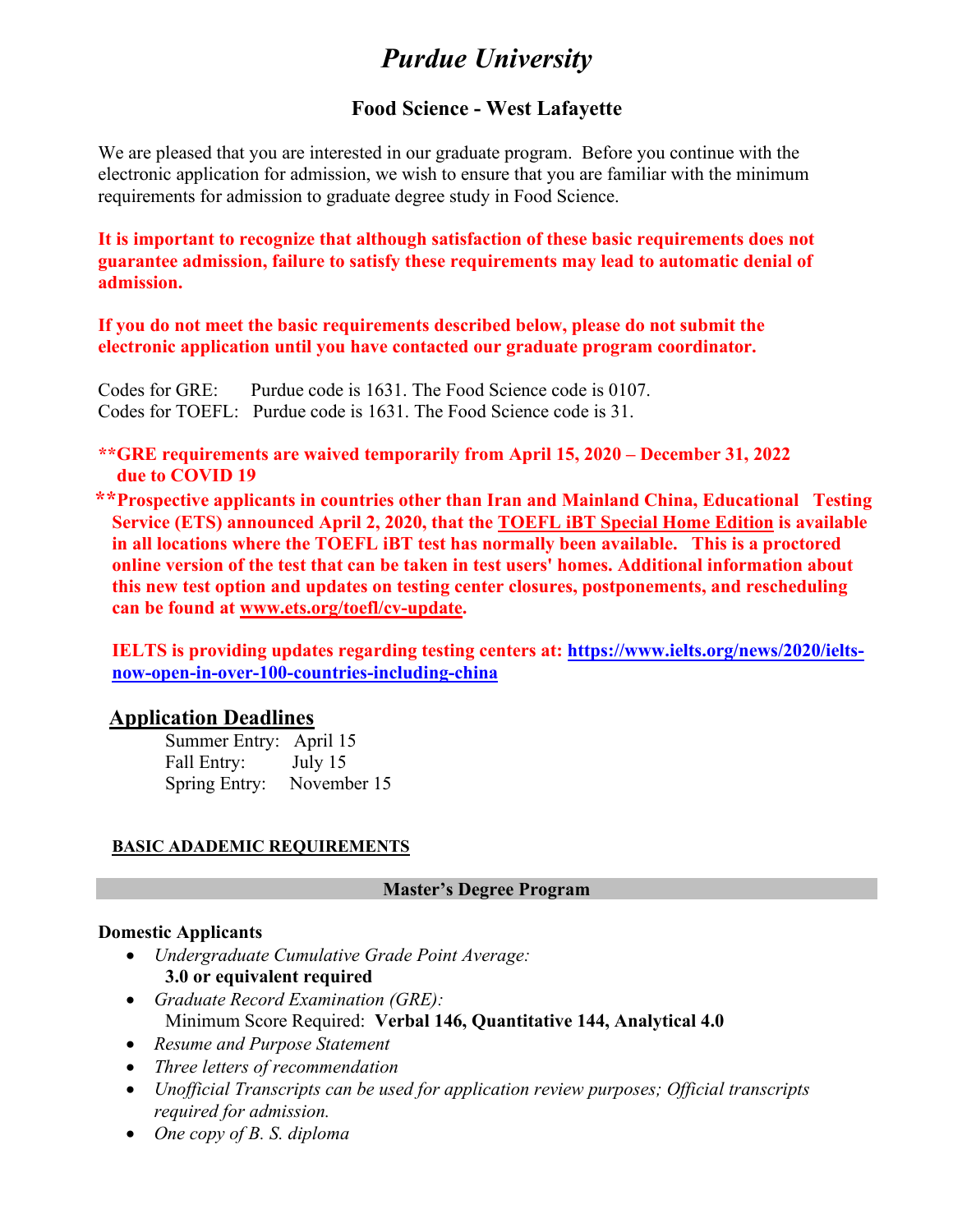# *Purdue University*

## Food Science - West Lafayette

We are pleased that you are interested in our graduate program. Before you continue with the electronic application for admission, we wish to ensure that you are familiar with the minimum requirements for admission to graduate degree study in Food Science.

**It is important to recognize that although satisfaction of these basic requirements does not guarantee admission, failure to satisfy these requirements may lead to automatic denial of admission.**

**If you do not meet the basic requirements described below, please do not submit the electronic application until you have contacted our graduate program coordinator.**

Codes for GRE: Purdue code is 1631. The Food Science code is 0107.
Codes for TOEFL: Purdue code is 1631. The Food Science code is 31.

****GRE requirements are waived temporarily from April 15, 2020 – December 31, 2022 due to COVID 19**

****Prospective applicants in countries other than Iran and Mainland China, Educational Testing Service (ETS) announced April 2, 2020, that the TOEFL iBT Special Home Edition is available in all locations where the TOEFL iBT test has normally been available. This is a proctored online version of the test that can be taken in test users' homes. Additional information about this new test option and updates on testing center closures, postponements, and rescheduling can be found at www.ets.org/toefl/cv-update.**

**IELTS is providing updates regarding testing centers at: https://www.ielts.org/news/2020/ielts-now-open-in-over-100-countries-including-china**

## Application Deadlines

Summer Entry: April 15
Fall Entry: July 15
Spring Entry: November 15

### BASIC ADADEMIC REQUIREMENTS

### Master's Degree Program

**Domestic Applicants**

- *Undergraduate Cumulative Grade Point Average:*
  **3.0 or equivalent required**
- *Graduate Record Examination (GRE):*
  Minimum Score Required: **Verbal 146, Quantitative 144, Analytical 4.0**
- *Resume and Purpose Statement*
- *Three letters of recommendation*
- *Unofficial Transcripts can be used for application review purposes; Official transcripts required for admission.*
- *One copy of B. S. diploma*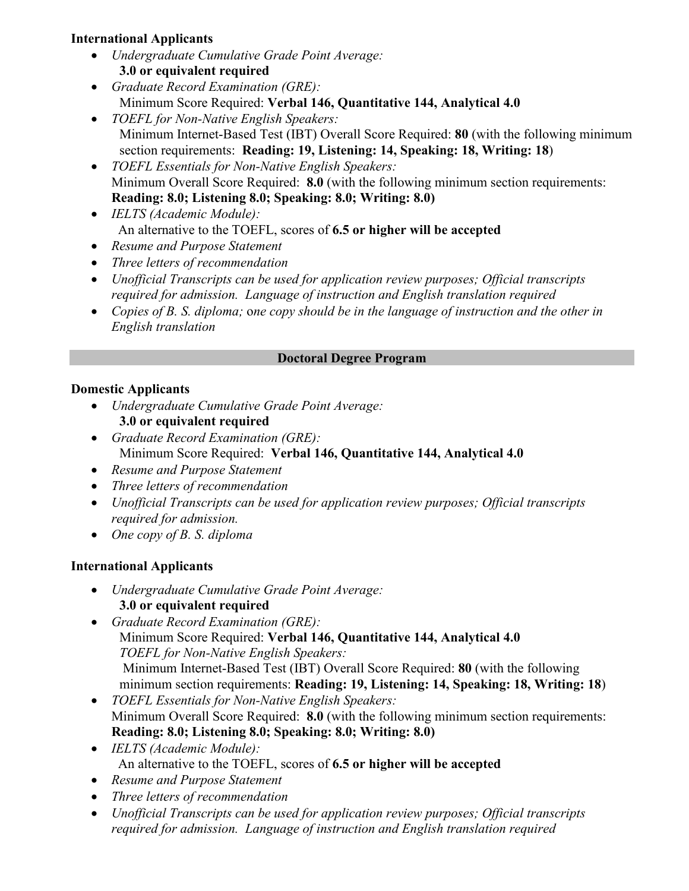**International Applicants**

- *Undergraduate Cumulative Grade Point Average:*
  **3.0 or equivalent required**
- *Graduate Record Examination (GRE):*
  Minimum Score Required: **Verbal 146, Quantitative 144, Analytical 4.0**
- *TOEFL for Non-Native English Speakers:*
  Minimum Internet-Based Test (IBT) Overall Score Required: **80** (with the following minimum section requirements: **Reading: 19, Listening: 14, Speaking: 18, Writing: 18**)
- *TOEFL Essentials for Non-Native English Speakers:*
  Minimum Overall Score Required: **8.0** (with the following minimum section requirements: **Reading: 8.0; Listening 8.0; Speaking: 8.0; Writing: 8.0)**
- *IELTS (Academic Module):*
  An alternative to the TOEFL, scores of **6.5 or higher will be accepted**
- *Resume and Purpose Statement*
- *Three letters of recommendation*
- *Unofficial Transcripts can be used for application review purposes; Official transcripts required for admission. Language of instruction and English translation required*
- *Copies of B. S. diploma;* *one copy should be in the language of instruction and the other in English translation*

## Doctoral Degree Program

**Domestic Applicants**

- *Undergraduate Cumulative Grade Point Average:*
  **3.0 or equivalent required**
- *Graduate Record Examination (GRE):*
  Minimum Score Required: **Verbal 146, Quantitative 144, Analytical 4.0**
- *Resume and Purpose Statement*
- *Three letters of recommendation*
- *Unofficial Transcripts can be used for application review purposes; Official transcripts required for admission.*
- *One copy of B. S. diploma*

**International Applicants**

- *Undergraduate Cumulative Grade Point Average:*
  **3.0 or equivalent required**
- *Graduate Record Examination (GRE):*
  Minimum Score Required: **Verbal 146, Quantitative 144, Analytical 4.0**
  *TOEFL for Non-Native English Speakers:*
  Minimum Internet-Based Test (IBT) Overall Score Required: **80** (with the following minimum section requirements: **Reading: 19, Listening: 14, Speaking: 18, Writing: 18**)
- *TOEFL Essentials for Non-Native English Speakers:*
  Minimum Overall Score Required: **8.0** (with the following minimum section requirements: **Reading: 8.0; Listening 8.0; Speaking: 8.0; Writing: 8.0)**
- *IELTS (Academic Module):*
  An alternative to the TOEFL, scores of **6.5 or higher will be accepted**
- *Resume and Purpose Statement*
- *Three letters of recommendation*
- *Unofficial Transcripts can be used for application review purposes; Official transcripts required for admission. Language of instruction and English translation required*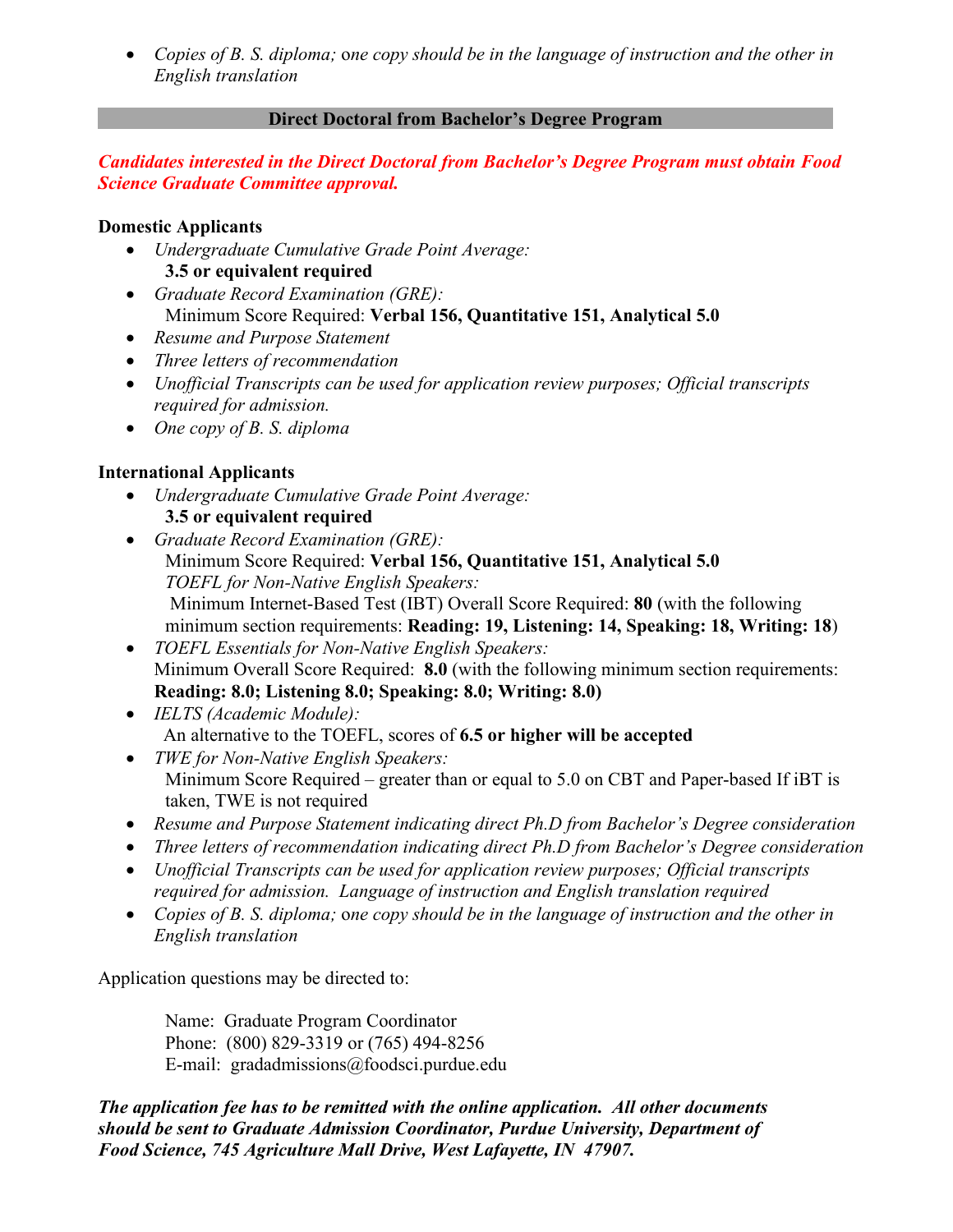- *Copies of B. S. diploma;* one copy should be in the language of instruction and the other in English translation

## Direct Doctoral from Bachelor's Degree Program

***Candidates interested in the Direct Doctoral from Bachelor's Degree Program must obtain Food Science Graduate Committee approval.***

**Domestic Applicants**

- *Undergraduate Cumulative Grade Point Average:*
  **3.5 or equivalent required**
- *Graduate Record Examination (GRE):*
  Minimum Score Required: **Verbal 156, Quantitative 151, Analytical 5.0**
- *Resume and Purpose Statement*
- *Three letters of recommendation*
- *Unofficial Transcripts can be used for application review purposes; Official transcripts required for admission.*
- *One copy of B. S. diploma*

**International Applicants**

- *Undergraduate Cumulative Grade Point Average:*
  **3.5 or equivalent required**
- *Graduate Record Examination (GRE):*
  Minimum Score Required: **Verbal 156, Quantitative 151, Analytical 5.0**
  *TOEFL for Non-Native English Speakers:*
  Minimum Internet-Based Test (IBT) Overall Score Required: **80** (with the following minimum section requirements: **Reading: 19, Listening: 14, Speaking: 18, Writing: 18**)
- *TOEFL Essentials for Non-Native English Speakers:*
  Minimum Overall Score Required: **8.0** (with the following minimum section requirements: **Reading: 8.0; Listening 8.0; Speaking: 8.0; Writing: 8.0)**
- *IELTS (Academic Module):*
  An alternative to the TOEFL, scores of **6.5 or higher will be accepted**
- *TWE for Non-Native English Speakers:*
  Minimum Score Required – greater than or equal to 5.0 on CBT and Paper-based If iBT is taken, TWE is not required
- *Resume and Purpose Statement indicating direct Ph.D from Bachelor's Degree consideration*
- *Three letters of recommendation indicating direct Ph.D from Bachelor's Degree consideration*
- *Unofficial Transcripts can be used for application review purposes; Official transcripts required for admission. Language of instruction and English translation required*
- *Copies of B. S. diploma;* one copy should be in the language of instruction and the other in English translation

Application questions may be directed to:

Name: Graduate Program Coordinator
Phone: (800) 829-3319 or (765) 494-8256
E-mail: gradadmissions@foodsci.purdue.edu

***The application fee has to be remitted with the online application. All other documents should be sent to Graduate Admission Coordinator, Purdue University, Department of Food Science, 745 Agriculture Mall Drive, West Lafayette, IN 47907.***